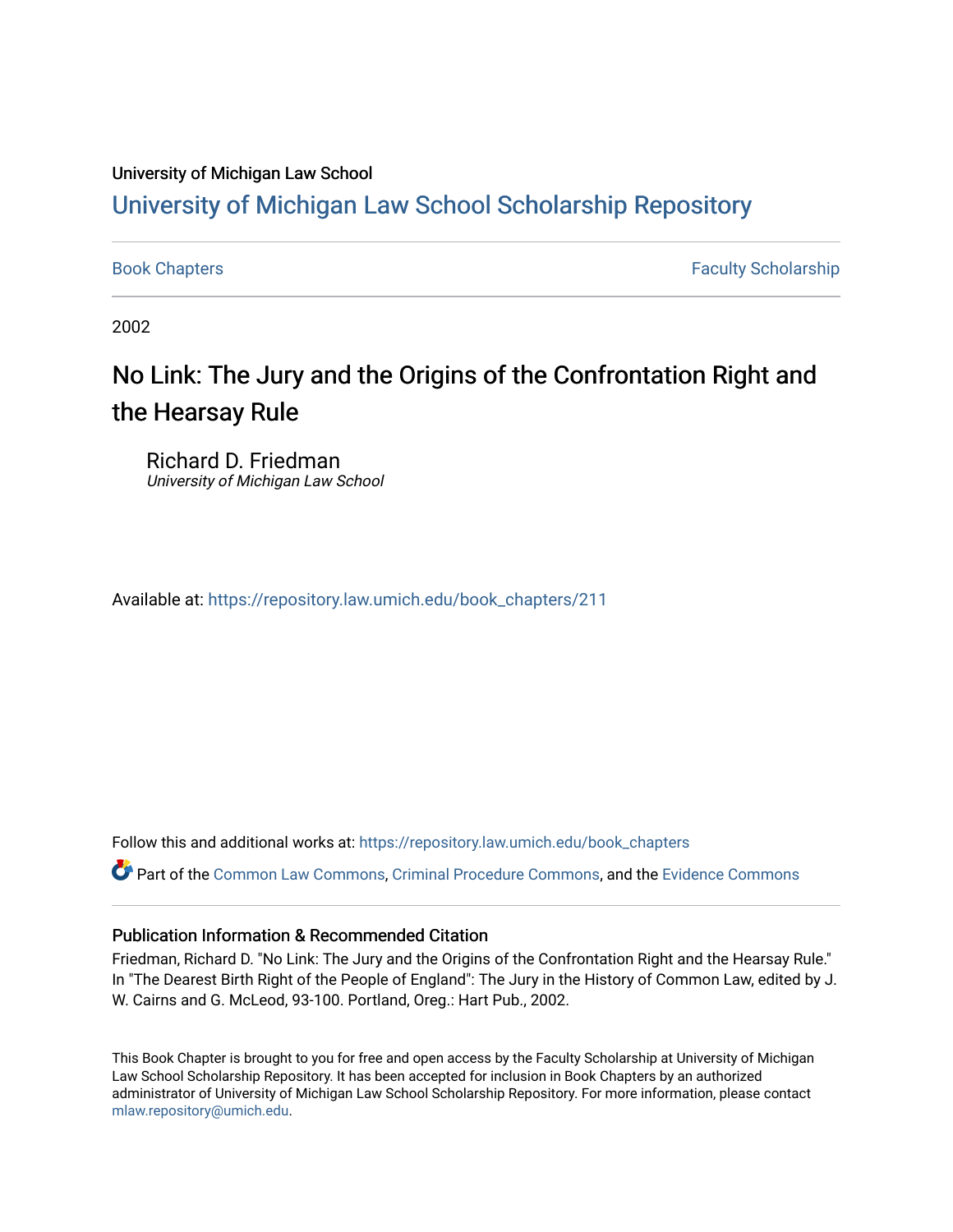University of Michigan Law School

# University of Michigan Law School Scholarship Repository

Book Chapters | Faculty Scholarship

2002

## No Link: The Jury and the Origins of the Confrontation Right and the Hearsay Rule

Richard D. Friedman
*University of Michigan Law School*

Available at: https://repository.law.umich.edu/book_chapters/211

Follow this and additional works at: https://repository.law.umich.edu/book_chapters

Part of the Common Law Commons, Criminal Procedure Commons, and the Evidence Commons

### Publication Information & Recommended Citation

Friedman, Richard D. "No Link: The Jury and the Origins of the Confrontation Right and the Hearsay Rule." In "The Dearest Birth Right of the People of England": The Jury in the History of Common Law, edited by J. W. Cairns and G. McLeod, 93-100. Portland, Oreg.: Hart Pub., 2002.

This Book Chapter is brought to you for free and open access by the Faculty Scholarship at University of Michigan Law School Scholarship Repository. It has been accepted for inclusion in Book Chapters by an authorized administrator of University of Michigan Law School Scholarship Repository. For more information, please contact mlaw.repository@umich.edu.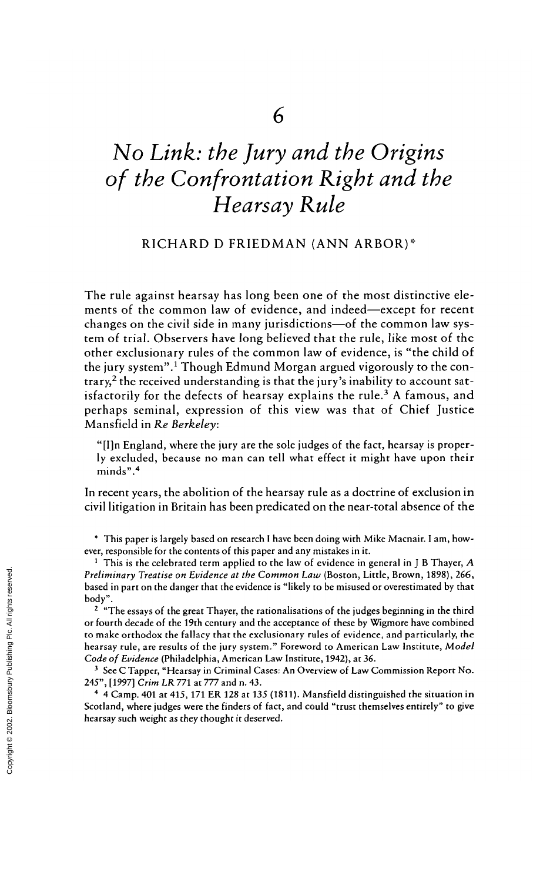# 6

# *No Link: the Jury and the Origins of the Confrontation Right and the Hearsay Rule*

RICHARD D FRIEDMAN (ANN ARBOR)*

The rule against hearsay has long been one of the most distinctive elements of the common law of evidence, and indeed—except for recent changes on the civil side in many jurisdictions—of the common law system of trial. Observers have long believed that the rule, like most of the other exclusionary rules of the common law of evidence, is "the child of the jury system".[1] Though Edmund Morgan argued vigorously to the contrary,[2] the received understanding is that the jury's inability to account satisfactorily for the defects of hearsay explains the rule.[3] A famous, and perhaps seminal, expression of this view was that of Chief Justice Mansfield in *Re Berkeley*:

> "[I]n England, where the jury are the sole judges of the fact, hearsay is properly excluded, because no man can tell what effect it might have upon their minds".[4]

In recent years, the abolition of the hearsay rule as a doctrine of exclusion in civil litigation in Britain has been predicated on the near-total absence of the

---

\* This paper is largely based on research I have been doing with Mike Macnair. I am, however, responsible for the contents of this paper and any mistakes in it.

[1] This is the celebrated term applied to the law of evidence in general in J B Thayer, *A Preliminary Treatise on Evidence at the Common Law* (Boston, Little, Brown, 1898), 266, based in part on the danger that the evidence is "likely to be misused or overestimated by that body".

[2] "The essays of the great Thayer, the rationalisations of the judges beginning in the third or fourth decade of the 19th century and the acceptance of these by Wigmore have combined to make orthodox the fallacy that the exclusionary rules of evidence, and particularly, the hearsay rule, are results of the jury system." Foreword to American Law Institute, *Model Code of Evidence* (Philadelphia, American Law Institute, 1942), at 36.

[3] See C Tapper, "Hearsay in Criminal Cases: An Overview of Law Commission Report No. 245", [1997] *Crim LR* 771 at 777 and n. 43.

[4] 4 Camp. 401 at 415, 171 ER 128 at 135 (1811). Mansfield distinguished the situation in Scotland, where judges were the finders of fact, and could "trust themselves entirely" to give hearsay such weight as they thought it deserved.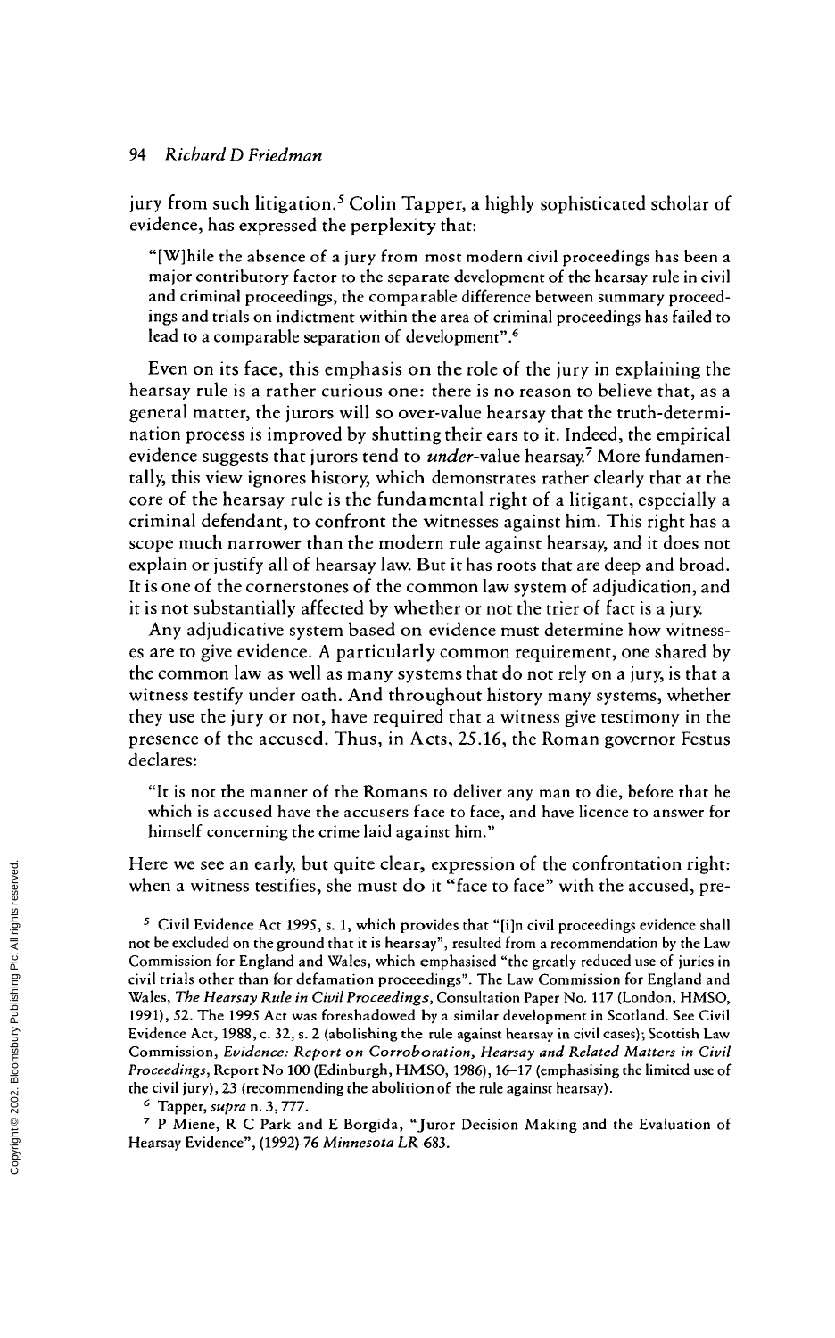jury from such litigation.[5] Colin Tapper, a highly sophisticated scholar of evidence, has expressed the perplexity that:

> "[W]hile the absence of a jury from most modern civil proceedings has been a major contributory factor to the separate development of the hearsay rule in civil and criminal proceedings, the comparable difference between summary proceedings and trials on indictment within the area of criminal proceedings has failed to lead to a comparable separation of development".[6]

Even on its face, this emphasis on the role of the jury in explaining the hearsay rule is a rather curious one: there is no reason to believe that, as a general matter, the jurors will so over-value hearsay that the truth-determination process is improved by shutting their ears to it. Indeed, the empirical evidence suggests that jurors tend to *under*-value hearsay.[7] More fundamentally, this view ignores history, which demonstrates rather clearly that at the core of the hearsay rule is the fundamental right of a litigant, especially a criminal defendant, to confront the witnesses against him. This right has a scope much narrower than the modern rule against hearsay, and it does not explain or justify all of hearsay law. But it has roots that are deep and broad. It is one of the cornerstones of the common law system of adjudication, and it is not substantially affected by whether or not the trier of fact is a jury.

Any adjudicative system based on evidence must determine how witnesses are to give evidence. A particularly common requirement, one shared by the common law as well as many systems that do not rely on a jury, is that a witness testify under oath. And throughout history many systems, whether they use the jury or not, have required that a witness give testimony in the presence of the accused. Thus, in Acts, 25.16, the Roman governor Festus declares:

> "It is not the manner of the Romans to deliver any man to die, before that he which is accused have the accusers face to face, and have licence to answer for himself concerning the crime laid against him."

Here we see an early, but quite clear, expression of the confrontation right: when a witness testifies, she must do it "face to face" with the accused, pre-

[5] Civil Evidence Act 1995, s. 1, which provides that "[i]n civil proceedings evidence shall not be excluded on the ground that it is hearsay", resulted from a recommendation by the Law Commission for England and Wales, which emphasised "the greatly reduced use of juries in civil trials other than for defamation proceedings". The Law Commission for England and Wales, *The Hearsay Rule in Civil Proceedings*, Consultation Paper No. 117 (London, HMSO, 1991), 52. The 1995 Act was foreshadowed by a similar development in Scotland. See Civil Evidence Act, 1988, c. 32, s. 2 (abolishing the rule against hearsay in civil cases); Scottish Law Commission, *Evidence: Report on Corroboration, Hearsay and Related Matters in Civil Proceedings*, Report No 100 (Edinburgh, HMSO, 1986), 16–17 (emphasising the limited use of the civil jury), 23 (recommending the abolition of the rule against hearsay).

[6] Tapper, *supra* n. 3, 777.

[7] P Miene, R C Park and E Borgida, "Juror Decision Making and the Evaluation of Hearsay Evidence", (1992) 76 *Minnesota LR* 683.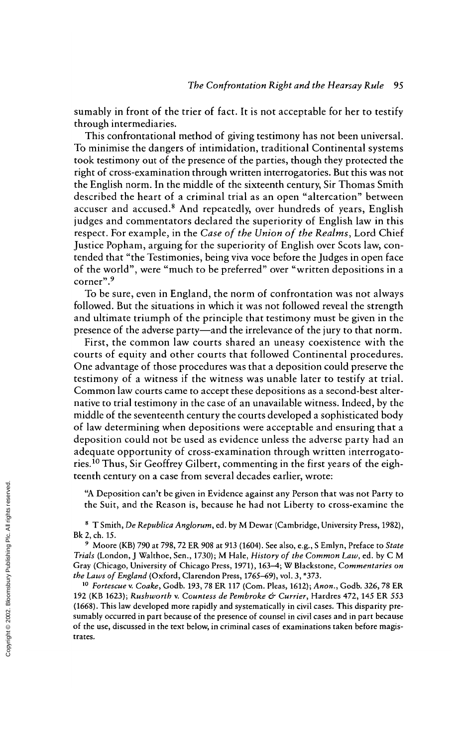sumably in front of the trier of fact. It is not acceptable for her to testify through intermediaries.

This confrontational method of giving testimony has not been universal. To minimise the dangers of intimidation, traditional Continental systems took testimony out of the presence of the parties, though they protected the right of cross-examination through written interrogatories. But this was not the English norm. In the middle of the sixteenth century, Sir Thomas Smith described the heart of a criminal trial as an open "altercation" between accuser and accused.[8] And repeatedly, over hundreds of years, English judges and commentators declared the superiority of English law in this respect. For example, in the *Case of the Union of the Realms*, Lord Chief Justice Popham, arguing for the superiority of English over Scots law, contended that "the Testimonies, being viva voce before the Judges in open face of the world", were "much to be preferred" over "written depositions in a corner".[9]

To be sure, even in England, the norm of confrontation was not always followed. But the situations in which it was not followed reveal the strength and ultimate triumph of the principle that testimony must be given in the presence of the adverse party—and the irrelevance of the jury to that norm.

First, the common law courts shared an uneasy coexistence with the courts of equity and other courts that followed Continental procedures. One advantage of those procedures was that a deposition could preserve the testimony of a witness if the witness was unable later to testify at trial. Common law courts came to accept these depositions as a second-best alternative to trial testimony in the case of an unavailable witness. Indeed, by the middle of the seventeenth century the courts developed a sophisticated body of law determining when depositions were acceptable and ensuring that a deposition could not be used as evidence unless the adverse party had an adequate opportunity of cross-examination through written interrogatories.[10] Thus, Sir Geoffrey Gilbert, commenting in the first years of the eighteenth century on a case from several decades earlier, wrote:

> "A Deposition can't be given in Evidence against any Person that was not Party to the Suit, and the Reason is, because he had not Liberty to cross-examine the

---

[8] T Smith, *De Republica Anglorum*, ed. by M Dewar (Cambridge, University Press, 1982), Bk 2, ch. 15.

[9] Moore (KB) 790 at 798, 72 ER 908 at 913 (1604). See also, e.g., S Emlyn, Preface to *State Trials* (London, J Walthoe, Sen., 1730); M Hale, *History of the Common Law*, ed. by C M Gray (Chicago, University of Chicago Press, 1971), 163–4; W Blackstone, *Commentaries on the Laws of England* (Oxford, Clarendon Press, 1765–69), vol. 3, *373.

[10] *Fortescue v. Coake*, Godb. 193, 78 ER 117 (Com. Pleas, 1612); *Anon.*, Godb. 326, 78 ER 192 (KB 1623); *Rushworth v. Countess de Pembroke & Currier*, Hardres 472, 145 ER 553 (1668). This law developed more rapidly and systematically in civil cases. This disparity presumably occurred in part because of the presence of counsel in civil cases and in part because of the use, discussed in the text below, in criminal cases of examinations taken before magistrates.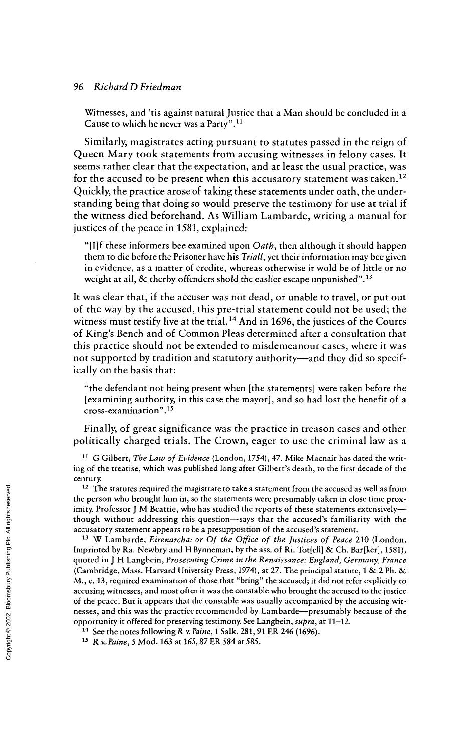Witnesses, and 'tis against natural Justice that a Man should be concluded in a Cause to which he never was a Party".[11]

Similarly, magistrates acting pursuant to statutes passed in the reign of Queen Mary took statements from accusing witnesses in felony cases. It seems rather clear that the expectation, and at least the usual practice, was for the accused to be present when this accusatory statement was taken.[12] Quickly, the practice arose of taking these statements under oath, the understanding being that doing so would preserve the testimony for use at trial if the witness died beforehand. As William Lambarde, writing a manual for justices of the peace in 1581, explained:

> "[I]f these informers bee examined upon *Oath*, then although it should happen them to die before the Prisoner have his *Triall*, yet their information may bee given in evidence, as a matter of credite, whereas otherwise it wold be of little or no weight at all, & therby offenders shold the easlier escape unpunished".[13]

It was clear that, if the accuser was not dead, or unable to travel, or put out of the way by the accused, this pre-trial statement could not be used; the witness must testify live at the trial.[14] And in 1696, the justices of the Courts of King's Bench and of Common Pleas determined after a consultation that this practice should not be extended to misdemeanour cases, where it was not supported by tradition and statutory authority—and they did so specifically on the basis that:

> "the defendant not being present when [the statements] were taken before the [examining authority, in this case the mayor], and so had lost the benefit of a cross-examination".[15]

Finally, of great significance was the practice in treason cases and other politically charged trials. The Crown, eager to use the criminal law as a

---

[11] G Gilbert, *The Law of Evidence* (London, 1754), 47. Mike Macnair has dated the writing of the treatise, which was published long after Gilbert's death, to the first decade of the century.

[12] The statutes required the magistrate to take a statement from the accused as well as from the person who brought him in, so the statements were presumably taken in close time proximity. Professor J M Beattie, who has studied the reports of these statements extensively—though without addressing this question—says that the accused's familiarity with the accusatory statement appears to be a presupposition of the accused's statement.

[13] W Lambarde, *Eirenarcha: or Of the Office of the Justices of Peace* 210 (London, Imprinted by Ra. Newbry and H Bynneman, by the ass. of Ri. Tot[ell] & Ch. Bar[ker], 1581), quoted in J H Langbein, *Prosecuting Crime in the Renaissance: England, Germany, France* (Cambridge, Mass. Harvard University Press, 1974), at 27. The principal statute, 1 & 2 Ph. & M., c. 13, required examination of those that "bring" the accused; it did not refer explicitly to accusing witnesses, and most often it was the constable who brought the accused to the justice of the peace. But it appears that the constable was usually accompanied by the accusing witnesses, and this was the practice recommended by Lambarde—presumably because of the opportunity it offered for preserving testimony. See Langbein, *supra*, at 11–12.

[14] See the notes following *R v. Paine*, 1 Salk. 281, 91 ER 246 (1696).

[15] *R v. Paine*, 5 Mod. 163 at 165, 87 ER 584 at 585.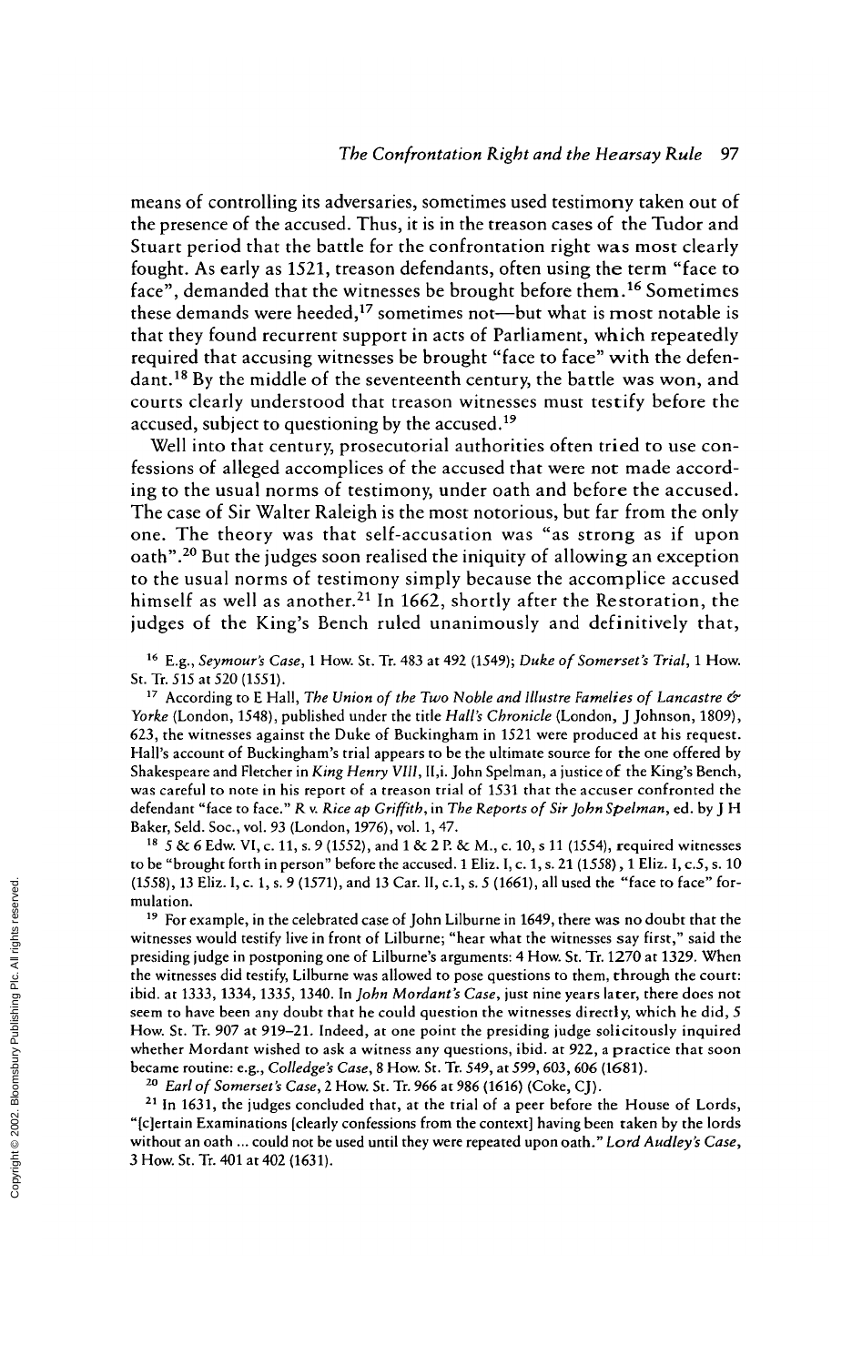means of controlling its adversaries, sometimes used testimony taken out of the presence of the accused. Thus, it is in the treason cases of the Tudor and Stuart period that the battle for the confrontation right was most clearly fought. As early as 1521, treason defendants, often using the term "face to face", demanded that the witnesses be brought before them.[16] Sometimes these demands were heeded,[17] sometimes not—but what is most notable is that they found recurrent support in acts of Parliament, which repeatedly required that accusing witnesses be brought "face to face" with the defendant.[18] By the middle of the seventeenth century, the battle was won, and courts clearly understood that treason witnesses must testify before the accused, subject to questioning by the accused.[19]

Well into that century, prosecutorial authorities often tried to use confessions of alleged accomplices of the accused that were not made according to the usual norms of testimony, under oath and before the accused. The case of Sir Walter Raleigh is the most notorious, but far from the only one. The theory was that self-accusation was "as strong as if upon oath".[20] But the judges soon realised the iniquity of allowing an exception to the usual norms of testimony simply because the accomplice accused himself as well as another.[21] In 1662, shortly after the Restoration, the judges of the King's Bench ruled unanimously and definitively that,

---

[16] E.g., *Seymour's Case*, 1 How. St. Tr. 483 at 492 (1549); *Duke of Somerset's Trial*, 1 How. St. Tr. 515 at 520 (1551).

[17] According to E Hall, *The Union of the Two Noble and Illustre Famelies of Lancastre & Yorke* (London, 1548), published under the title *Hall's Chronicle* (London, J Johnson, 1809), 623, the witnesses against the Duke of Buckingham in 1521 were produced at his request. Hall's account of Buckingham's trial appears to be the ultimate source for the one offered by Shakespeare and Fletcher in *King Henry VIII*, II,i. John Spelman, a justice of the King's Bench, was careful to note in his report of a treason trial of 1531 that the accuser confronted the defendant "face to face." *R v. Rice ap Griffith*, in *The Reports of Sir John Spelman*, ed. by J H Baker, Seld. Soc., vol. 93 (London, 1976), vol. 1, 47.

[18] 5 & 6 Edw. VI, c. 11, s. 9 (1552), and 1 & 2 P. & M., c. 10, s 11 (1554), required witnesses to be "brought forth in person" before the accused. 1 Eliz. I, c. 1, s. 21 (1558), 1 Eliz. I, c.5, s. 10 (1558), 13 Eliz. I, c. 1, s. 9 (1571), and 13 Car. II, c.1, s. 5 (1661), all used the "face to face" formulation.

[19] For example, in the celebrated case of John Lilburne in 1649, there was no doubt that the witnesses would testify live in front of Lilburne; "hear what the witnesses say first," said the presiding judge in postponing one of Lilburne's arguments: 4 How. St. Tr. 1270 at 1329. When the witnesses did testify, Lilburne was allowed to pose questions to them, through the court: ibid. at 1333, 1334, 1335, 1340. In *John Mordant's Case*, just nine years later, there does not seem to have been any doubt that he could question the witnesses directly, which he did, 5 How. St. Tr. 907 at 919–21. Indeed, at one point the presiding judge solicitously inquired whether Mordant wished to ask a witness any questions, ibid. at 922, a practice that soon became routine: e.g., *Colledge's Case*, 8 How. St. Tr. 549, at 599, 603, 606 (1681).

[20] *Earl of Somerset's Case*, 2 How. St. Tr. 966 at 986 (1616) (Coke, CJ).

[21] In 1631, the judges concluded that, at the trial of a peer before the House of Lords, "[c]ertain Examinations [clearly confessions from the context] having been taken by the lords without an oath ... could not be used until they were repeated upon oath." *Lord Audley's Case*, 3 How. St. Tr. 401 at 402 (1631).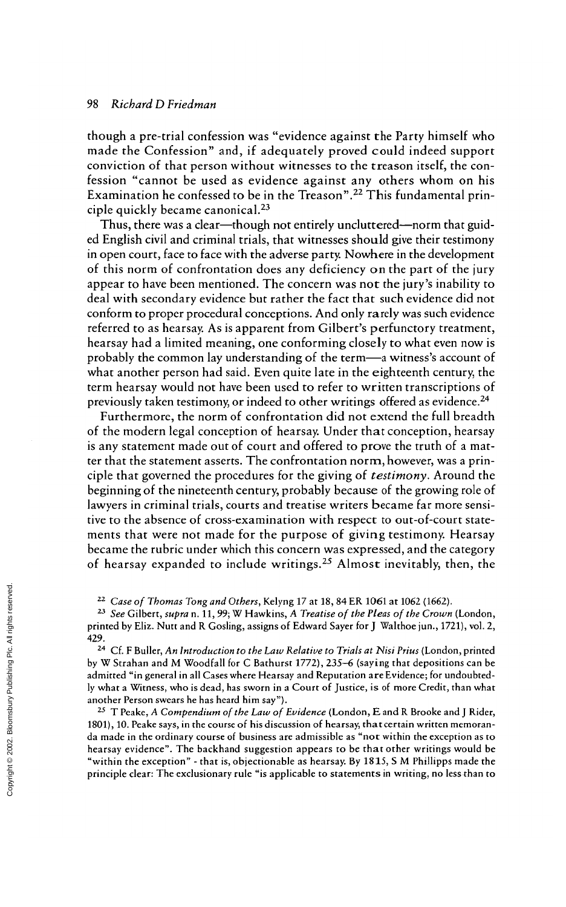though a pre-trial confession was "evidence against the Party himself who made the Confession" and, if adequately proved could indeed support conviction of that person without witnesses to the treason itself, the confession "cannot be used as evidence against any others whom on his Examination he confessed to be in the Treason".[22] This fundamental principle quickly became canonical.[23]

Thus, there was a clear—though not entirely uncluttered—norm that guided English civil and criminal trials, that witnesses should give their testimony in open court, face to face with the adverse party. Nowhere in the development of this norm of confrontation does any deficiency on the part of the jury appear to have been mentioned. The concern was not the jury's inability to deal with secondary evidence but rather the fact that such evidence did not conform to proper procedural conceptions. And only rarely was such evidence referred to as hearsay. As is apparent from Gilbert's perfunctory treatment, hearsay had a limited meaning, one conforming closely to what even now is probably the common lay understanding of the term—a witness's account of what another person had said. Even quite late in the eighteenth century, the term hearsay would not have been used to refer to written transcriptions of previously taken testimony, or indeed to other writings offered as evidence.[24]

Furthermore, the norm of confrontation did not extend the full breadth of the modern legal conception of hearsay. Under that conception, hearsay is any statement made out of court and offered to prove the truth of a matter that the statement asserts. The confrontation norm, however, was a principle that governed the procedures for the giving of *testimony*. Around the beginning of the nineteenth century, probably because of the growing role of lawyers in criminal trials, courts and treatise writers became far more sensitive to the absence of cross-examination with respect to out-of-court statements that were not made for the purpose of giving testimony. Hearsay became the rubric under which this concern was expressed, and the category of hearsay expanded to include writings.[25] Almost inevitably, then, the

[22] *Case of Thomas Tong and Others*, Kelyng 17 at 18, 84 ER 1061 at 1062 (1662).

[23] *See* Gilbert, *supra* n. 11, 99; W Hawkins, *A Treatise of the Pleas of the Crown* (London, printed by Eliz. Nutt and R Gosling, assigns of Edward Sayer for J Walthoe jun., 1721), vol. 2, 429.

[24] Cf. F Buller, *An Introduction to the Law Relative to Trials at Nisi Prius* (London, printed by W Strahan and M Woodfall for C Bathurst 1772), 235–6 (saying that depositions can be admitted "in general in all Cases where Hearsay and Reputation are Evidence; for undoubtedly what a Witness, who is dead, has sworn in a Court of Justice, is of more Credit, than what another Person swears he has heard him say").

[25] T Peake, *A Compendium of the Law of Evidence* (London, E and R Brooke and J Rider, 1801), 10. Peake says, in the course of his discussion of hearsay, that certain written memoranda made in the ordinary course of business are admissible as "not within the exception as to hearsay evidence". The backhand suggestion appears to be that other writings would be "within the exception" - that is, objectionable as hearsay. By 1815, S M Phillipps made the principle clear: The exclusionary rule "is applicable to statements in writing, no less than to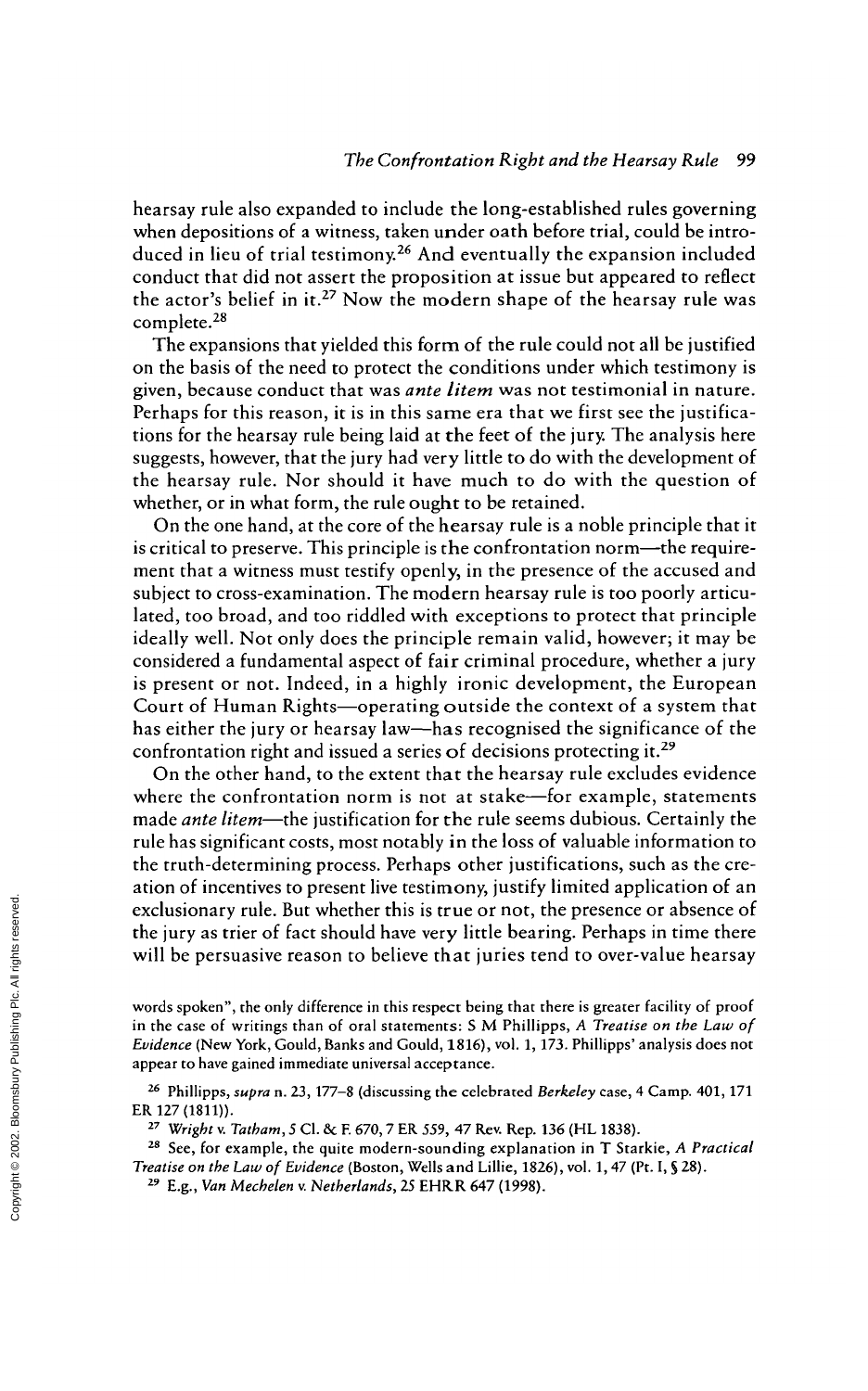hearsay rule also expanded to include the long-established rules governing when depositions of a witness, taken under oath before trial, could be introduced in lieu of trial testimony.[26] And eventually the expansion included conduct that did not assert the proposition at issue but appeared to reflect the actor's belief in it.[27] Now the modern shape of the hearsay rule was complete.[28]

The expansions that yielded this form of the rule could not all be justified on the basis of the need to protect the conditions under which testimony is given, because conduct that was *ante litem* was not testimonial in nature. Perhaps for this reason, it is in this same era that we first see the justifications for the hearsay rule being laid at the feet of the jury. The analysis here suggests, however, that the jury had very little to do with the development of the hearsay rule. Nor should it have much to do with the question of whether, or in what form, the rule ought to be retained.

On the one hand, at the core of the hearsay rule is a noble principle that it is critical to preserve. This principle is the confrontation norm—the requirement that a witness must testify openly, in the presence of the accused and subject to cross-examination. The modern hearsay rule is too poorly articulated, too broad, and too riddled with exceptions to protect that principle ideally well. Not only does the principle remain valid, however; it may be considered a fundamental aspect of fair criminal procedure, whether a jury is present or not. Indeed, in a highly ironic development, the European Court of Human Rights—operating outside the context of a system that has either the jury or hearsay law—has recognised the significance of the confrontation right and issued a series of decisions protecting it.[29]

On the other hand, to the extent that the hearsay rule excludes evidence where the confrontation norm is not at stake—for example, statements made *ante litem*—the justification for the rule seems dubious. Certainly the rule has significant costs, most notably in the loss of valuable information to the truth-determining process. Perhaps other justifications, such as the creation of incentives to present live testimony, justify limited application of an exclusionary rule. But whether this is true or not, the presence or absence of the jury as trier of fact should have very little bearing. Perhaps in time there will be persuasive reason to believe that juries tend to over-value hearsay

words spoken", the only difference in this respect being that there is greater facility of proof in the case of writings than of oral statements: S M Phillipps, *A Treatise on the Law of Evidence* (New York, Gould, Banks and Gould, 1816), vol. 1, 173. Phillipps' analysis does not appear to have gained immediate universal acceptance.

[26] Phillipps, *supra* n. 23, 177–8 (discussing the celebrated *Berkeley* case, 4 Camp. 401, 171 ER 127 (1811)).

[27] *Wright* v. *Tatham*, 5 Cl. & F. 670, 7 ER 559, 47 Rev. Rep. 136 (HL 1838).

[28] See, for example, the quite modern-sounding explanation in T Starkie, *A Practical Treatise on the Law of Evidence* (Boston, Wells and Lillie, 1826), vol. 1, 47 (Pt. I, § 28).

[29] E.g., *Van Mechelen* v. *Netherlands*, 25 EHRR 647 (1998).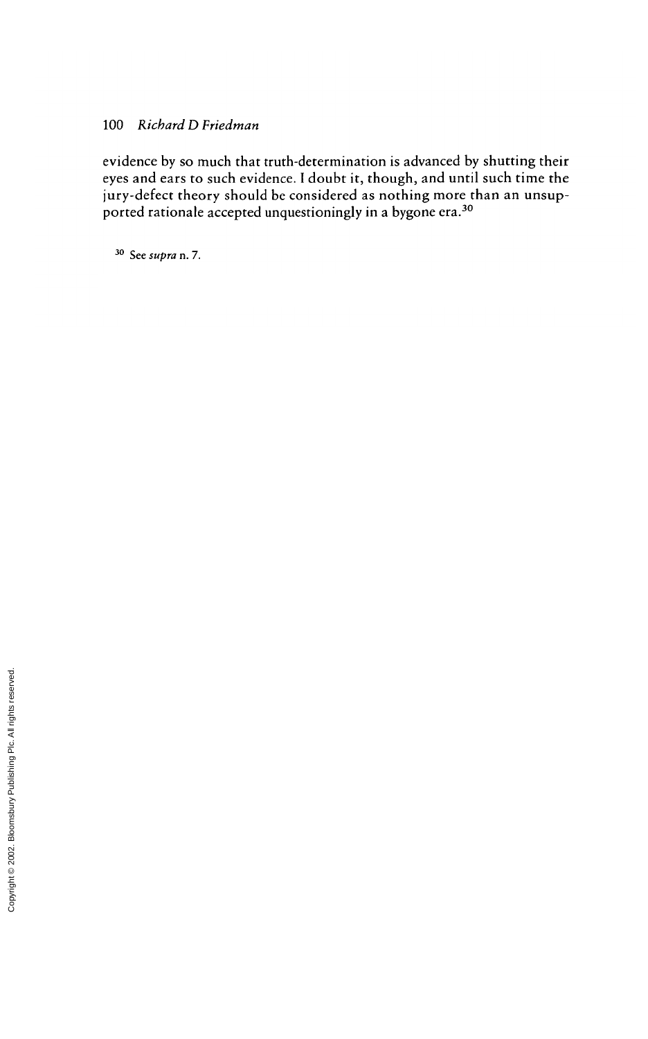evidence by so much that truth-determination is advanced by shutting their eyes and ears to such evidence. I doubt it, though, and until such time the jury-defect theory should be considered as nothing more than an unsupported rationale accepted unquestioningly in a bygone era.[30]

[30] See *supra* n. 7.